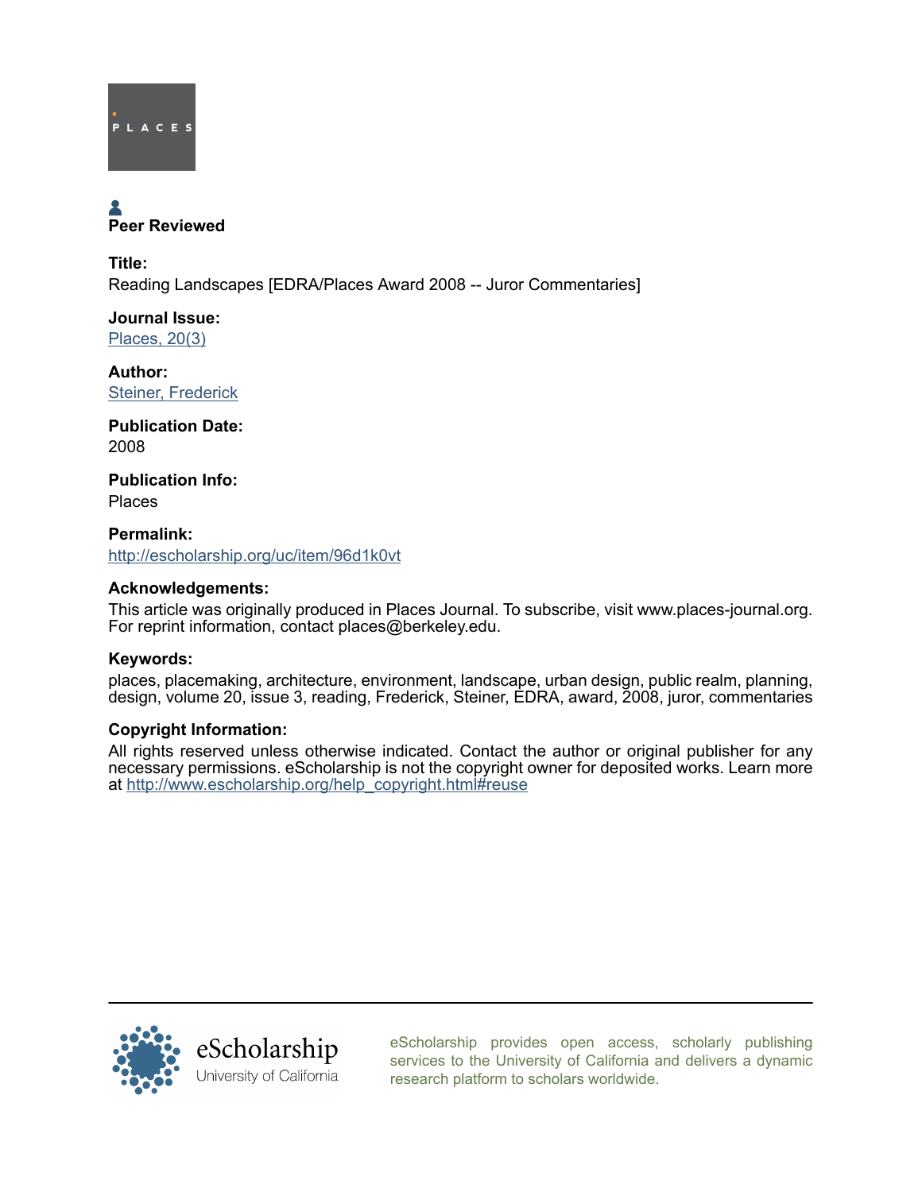Peer Reviewed

**Title:**
Reading Landscapes [EDRA/Places Award 2008 -- Juror Commentaries]

**Journal Issue:**
Places, 20(3)

**Author:**
Steiner, Frederick

**Publication Date:**
2008

**Publication Info:**
Places

**Permalink:**
http://escholarship.org/uc/item/96d1k0vt

**Acknowledgements:**
This article was originally produced in Places Journal. To subscribe, visit www.places-journal.org. For reprint information, contact places@berkeley.edu.

**Keywords:**
places, placemaking, architecture, environment, landscape, urban design, public realm, planning, design, volume 20, issue 3, reading, Frederick, Steiner, EDRA, award, 2008, juror, commentaries

**Copyright Information:**
All rights reserved unless otherwise indicated. Contact the author or original publisher for any necessary permissions. eScholarship is not the copyright owner for deposited works. Learn more at http://www.escholarship.org/help_copyright.html#reuse

eScholarship provides open access, scholarly publishing services to the University of California and delivers a dynamic research platform to scholars worldwide.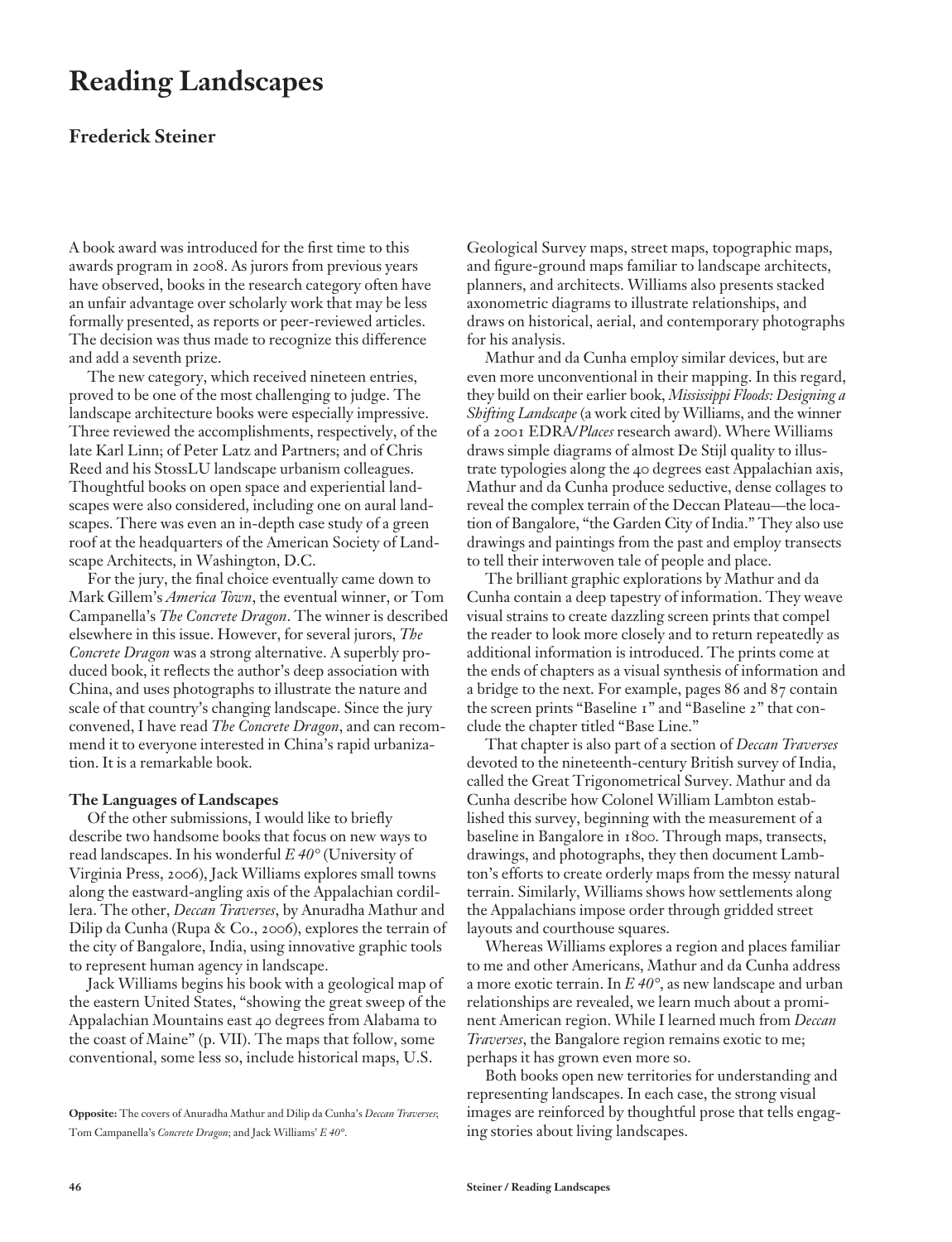# Reading Landscapes

## Frederick Steiner

A book award was introduced for the first time to this awards program in 2008. As jurors from previous years have observed, books in the research category often have an unfair advantage over scholarly work that may be less formally presented, as reports or peer-reviewed articles. The decision was thus made to recognize this difference and add a seventh prize.

The new category, which received nineteen entries, proved to be one of the most challenging to judge. The landscape architecture books were especially impressive. Three reviewed the accomplishments, respectively, of the late Karl Linn; of Peter Latz and Partners; and of Chris Reed and his StossLU landscape urbanism colleagues. Thoughtful books on open space and experiential landscapes were also considered, including one on aural landscapes. There was even an in-depth case study of a green roof at the headquarters of the American Society of Landscape Architects, in Washington, D.C.

For the jury, the final choice eventually came down to Mark Gillem's *America Town*, the eventual winner, or Tom Campanella's *The Concrete Dragon*. The winner is described elsewhere in this issue. However, for several jurors, *The Concrete Dragon* was a strong alternative. A superbly produced book, it reflects the author's deep association with China, and uses photographs to illustrate the nature and scale of that country's changing landscape. Since the jury convened, I have read *The Concrete Dragon*, and can recommend it to everyone interested in China's rapid urbanization. It is a remarkable book.

### The Languages of Landscapes

Of the other submissions, I would like to briefly describe two handsome books that focus on new ways to read landscapes. In his wonderful *E 40°* (University of Virginia Press, 2006), Jack Williams explores small towns along the eastward-angling axis of the Appalachian cordillera. The other, *Deccan Traverses*, by Anuradha Mathur and Dilip da Cunha (Rupa & Co., 2006), explores the terrain of the city of Bangalore, India, using innovative graphic tools to represent human agency in landscape.

Jack Williams begins his book with a geological map of the eastern United States, "showing the great sweep of the Appalachian Mountains east 40 degrees from Alabama to the coast of Maine" (p. VII). The maps that follow, some conventional, some less so, include historical maps, U.S. Geological Survey maps, street maps, topographic maps, and figure-ground maps familiar to landscape architects, planners, and architects. Williams also presents stacked axonometric diagrams to illustrate relationships, and draws on historical, aerial, and contemporary photographs for his analysis.

Mathur and da Cunha employ similar devices, but are even more unconventional in their mapping. In this regard, they build on their earlier book, *Mississippi Floods: Designing a Shifting Landscape* (a work cited by Williams, and the winner of a 2001 EDRA/*Places* research award). Where Williams draws simple diagrams of almost De Stijl quality to illustrate typologies along the 40 degrees east Appalachian axis, Mathur and da Cunha produce seductive, dense collages to reveal the complex terrain of the Deccan Plateau—the location of Bangalore, "the Garden City of India." They also use drawings and paintings from the past and employ transects to tell their interwoven tale of people and place.

The brilliant graphic explorations by Mathur and da Cunha contain a deep tapestry of information. They weave visual strains to create dazzling screen prints that compel the reader to look more closely and to return repeatedly as additional information is introduced. The prints come at the ends of chapters as a visual synthesis of information and a bridge to the next. For example, pages 86 and 87 contain the screen prints "Baseline 1" and "Baseline 2" that conclude the chapter titled "Base Line."

That chapter is also part of a section of *Deccan Traverses* devoted to the nineteenth-century British survey of India, called the Great Trigonometrical Survey. Mathur and da Cunha describe how Colonel William Lambton established this survey, beginning with the measurement of a baseline in Bangalore in 1800. Through maps, transects, drawings, and photographs, they then document Lambton's efforts to create orderly maps from the messy natural terrain. Similarly, Williams shows how settlements along the Appalachians impose order through gridded street layouts and courthouse squares.

Whereas Williams explores a region and places familiar to me and other Americans, Mathur and da Cunha address a more exotic terrain. In *E 40°*, as new landscape and urban relationships are revealed, we learn much about a prominent American region. While I learned much from *Deccan Traverses*, the Bangalore region remains exotic to me; perhaps it has grown even more so.

Both books open new territories for understanding and representing landscapes. In each case, the strong visual images are reinforced by thoughtful prose that tells engaging stories about living landscapes.

**Opposite:** The covers of Anuradha Mathur and Dilip da Cunha's *Deccan Traverses*; Tom Campanella's *Concrete Dragon*; and Jack Williams' *E 40°*.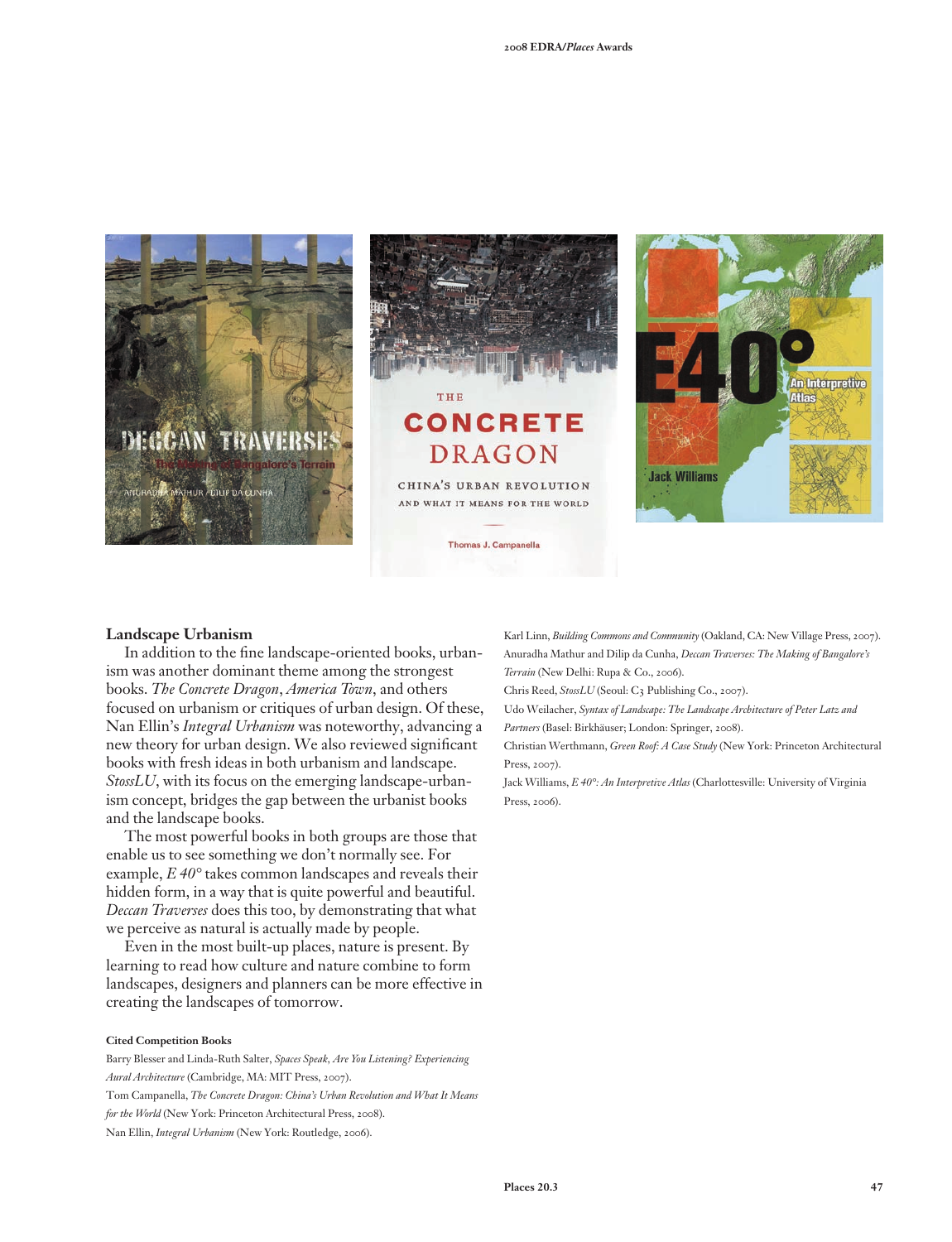## Landscape Urbanism

In addition to the fine landscape-oriented books, urbanism was another dominant theme among the strongest books. *The Concrete Dragon*, *America Town*, and others focused on urbanism or critiques of urban design. Of these, Nan Ellin's *Integral Urbanism* was noteworthy, advancing a new theory for urban design. We also reviewed significant books with fresh ideas in both urbanism and landscape. *StossLU*, with its focus on the emerging landscape-urbanism concept, bridges the gap between the urbanist books and the landscape books.

The most powerful books in both groups are those that enable us to see something we don't normally see. For example, *E 40°* takes common landscapes and reveals their hidden form, in a way that is quite powerful and beautiful. *Deccan Traverses* does this too, by demonstrating that what we perceive as natural is actually made by people.

Even in the most built-up places, nature is present. By learning to read how culture and nature combine to form landscapes, designers and planners can be more effective in creating the landscapes of tomorrow.

#### Cited Competition Books

Barry Blesser and Linda-Ruth Salter, *Spaces Speak, Are You Listening? Experiencing Aural Architecture* (Cambridge, MA: MIT Press, 2007).

Tom Campanella, *The Concrete Dragon: China's Urban Revolution and What It Means for the World* (New York: Princeton Architectural Press, 2008).

Nan Ellin, *Integral Urbanism* (New York: Routledge, 2006).

Karl Linn, *Building Commons and Community* (Oakland, CA: New Village Press, 2007).

Anuradha Mathur and Dilip da Cunha, *Deccan Traverses: The Making of Bangalore's Terrain* (New Delhi: Rupa & Co., 2006).

Chris Reed, *StossLU* (Seoul: C3 Publishing Co., 2007).

Udo Weilacher, *Syntax of Landscape: The Landscape Architecture of Peter Latz and Partners* (Basel: Birkhäuser; London: Springer, 2008).

Christian Werthmann, *Green Roof: A Case Study* (New York: Princeton Architectural Press, 2007).

Jack Williams, *E 40°: An Interpretive Atlas* (Charlottesville: University of Virginia Press, 2006).